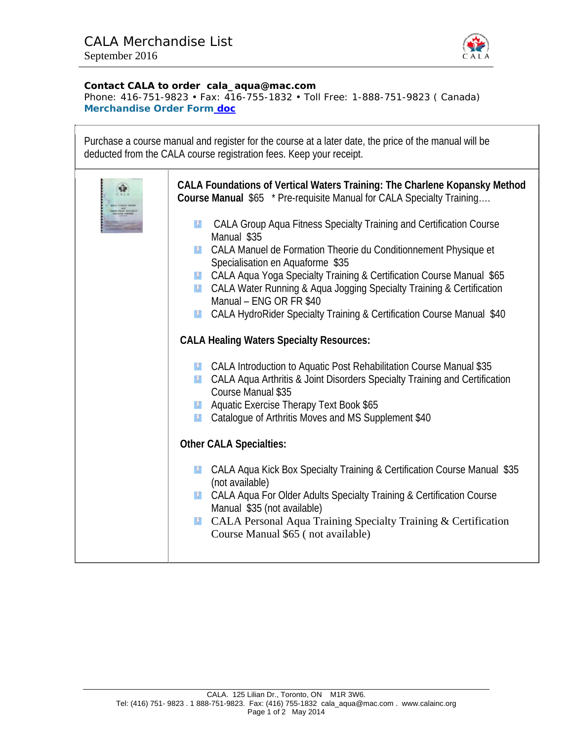# CALA Merchandise List

September 2016

**Contact CALA to order cala_aqua@mac.com**

Phone: 416-751-9823 • Fax: 416-755-1832 • Toll Free: 1-888-751-9823 ( Canada)

**Merchandise Order Form doc**

Purchase a course manual and register for the course at a later date, the price of the manual will be deducted from the CALA course registration fees. Keep your receipt.

**CALA Foundations of Vertical Waters Training: The Charlene Kopansky Method Course Manual** $65 * Pre-requisite Manual for CALA Specialty Training….

- CALA Group Aqua Fitness Specialty Training and Certification Course Manual $35
- CALA Manuel de Formation Theorie du Conditionnement Physique et Specialisation en Aquaforme $35
- CALA Aqua Yoga Specialty Training & Certification Course Manual $65
- CALA Water Running & Aqua Jogging Specialty Training & Certification Manual – ENG OR FR $40
- CALA HydroRider Specialty Training & Certification Course Manual $40

**CALA Healing Waters Specialty Resources:**

- CALA Introduction to Aquatic Post Rehabilitation Course Manual $35
- CALA Aqua Arthritis & Joint Disorders Specialty Training and Certification Course Manual $35
- Aquatic Exercise Therapy Text Book $65
- Catalogue of Arthritis Moves and MS Supplement $40

**Other CALA Specialties:**

- CALA Aqua Kick Box Specialty Training & Certification Course Manual $35 (not available)
- CALA Aqua For Older Adults Specialty Training & Certification Course Manual $35 (not available)
- CALA Personal Aqua Training Specialty Training & Certification Course Manual $65 ( not available)

CALA. 125 Lilian Dr., Toronto, ON M1R 3W6.
Tel: (416) 751- 9823 . 1 888-751-9823. Fax: (416) 755-1832 cala_aqua@mac.com . www.calainc.org
May 2014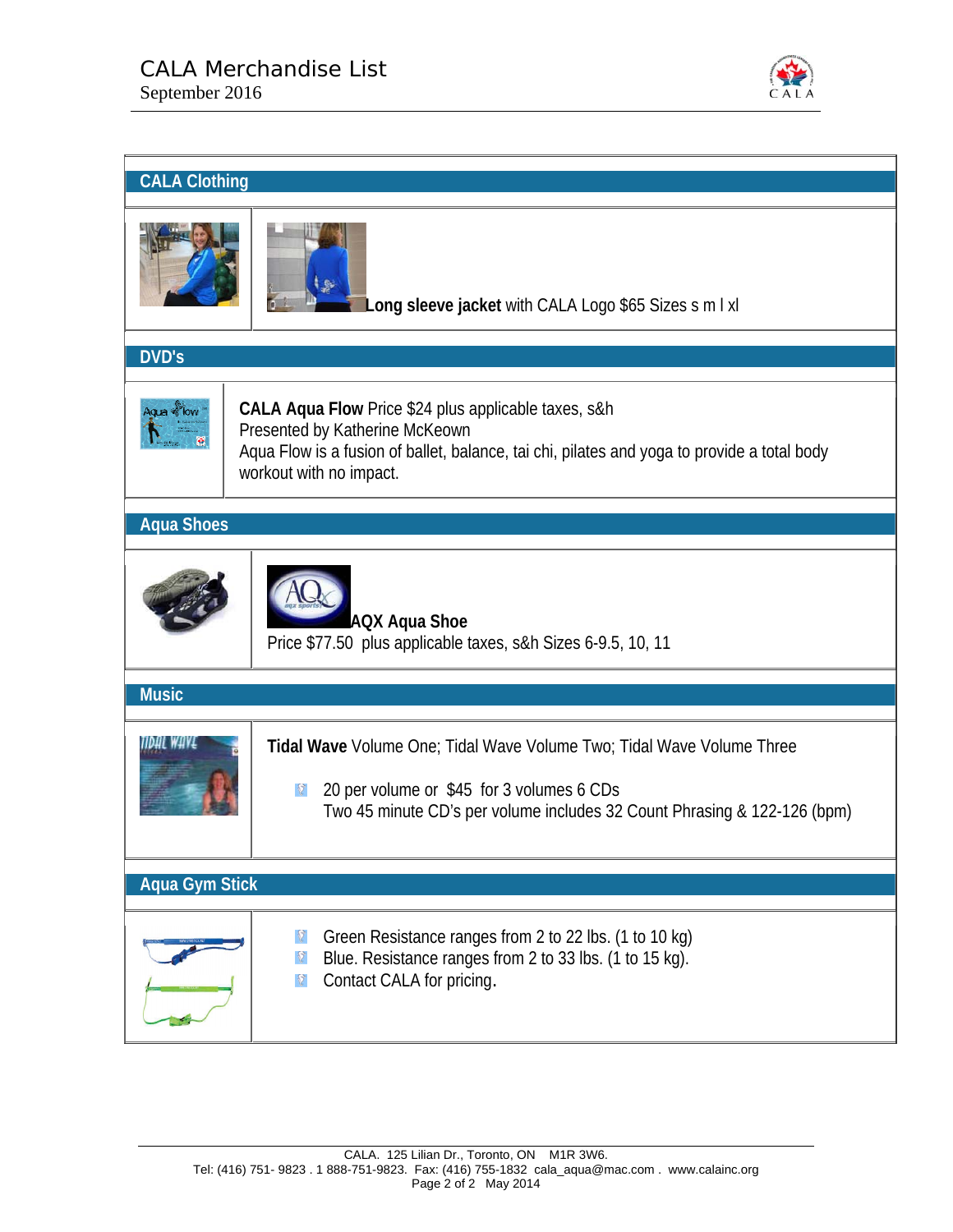# CALA Merchandise List

September 2016

## CALA Clothing

**Long sleeve jacket** with CALA Logo $65 Sizes s m l xl

## DVD's

**CALA Aqua Flow** Price $24 plus applicable taxes, s&h
Presented by Katherine McKeown
Aqua Flow is a fusion of ballet, balance, tai chi, pilates and yoga to provide a total body workout with no impact.

## Aqua Shoes

**AQX Aqua Shoe**
Price $77.50 plus applicable taxes, s&h Sizes 6-9.5, 10, 11

## Music

**Tidal Wave** Volume One; Tidal Wave Volume Two; Tidal Wave Volume Three

- 20 per volume or $45 for 3 volumes 6 CDs
  Two 45 minute CD's per volume includes 32 Count Phrasing & 122-126 (bpm)

## Aqua Gym Stick

- Green Resistance ranges from 2 to 22 lbs. (1 to 10 kg)
- Blue. Resistance ranges from 2 to 33 lbs. (1 to 15 kg).
- Contact CALA for pricing.

CALA. 125 Lilian Dr., Toronto, ON M1R 3W6.
Tel: (416) 751- 9823 . 1 888-751-9823. Fax: (416) 755-1832 cala_aqua@mac.com . www.calainc.org
May 2014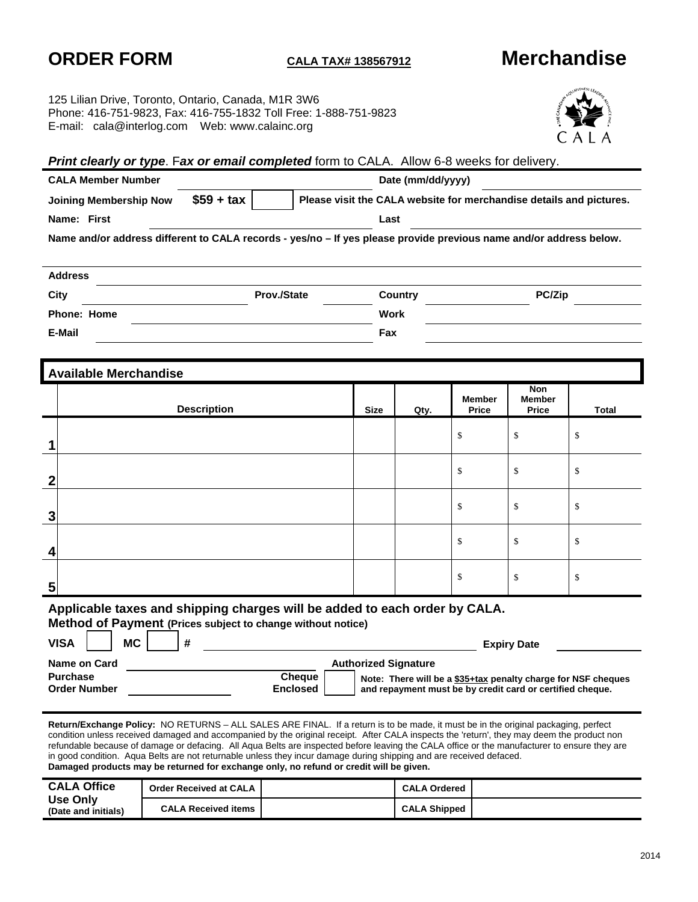# ORDER FORM

**CALA TAX# 138567912**

# Merchandise

125 Lilian Drive, Toronto, Ontario, Canada, M1R 3W6
Phone: 416-751-9823, Fax: 416-755-1832 Toll Free: 1-888-751-9823
E-mail: cala@interlog.com Web: www.calainc.org

***Print clearly or type*. F*ax or email completed*** form to CALA. Allow 6-8 weeks for delivery.

**CALA Member Number** _______________ **Date (mm/dd/yyyy)** _______________

**Joining Membership Now** **$59 + tax** ☐ **Please visit the CALA website for merchandise details and pictures.**

**Name: First** _______________ **Last** _______________

**Name and/or address different to CALA records - yes/no – If yes please provide previous name and/or address below.**

**Address** _______________

**City** _______________ **Prov./State** _______________ **Country** _______________ **PC/Zip** _______________

**Phone: Home** _______________ **Work** _______________

**E-Mail** _______________ **Fax** _______________

## Available Merchandise

| | Description | Size | Qty. | Member Price | Non Member Price | Total |
|---|---|---|---|---|---|---|
| 1 | | | | $ | $ | $ |
| 2 | | | | $ | $ | $ |
| 3 | | | | $ | $ | $ |
| 4 | | | | $ | $ | $ |
| 5 | | | | $ | $ | $ |

**Applicable taxes and shipping charges will be added to each order by CALA.**

**Method of Payment (Prices subject to change without notice)**

**VISA** ☐ **MC** ☐ **#** _______________ **Expiry Date** _______________

**Name on Card** _______________ **Authorized Signature**

**Purchase Order Number** _______________ **Cheque Enclosed** ☐

**Note: There will be a $35+tax penalty charge for NSF cheques and repayment must be by credit card or certified cheque.**

**Return/Exchange Policy:** NO RETURNS – ALL SALES ARE FINAL. If a return is to be made, it must be in the original packaging, perfect condition unless received damaged and accompanied by the original receipt. After CALA inspects the 'return', they may deem the product non refundable because of damage or defacing. All Aqua Belts are inspected before leaving the CALA office or the manufacturer to ensure they are in good condition. Aqua Belts are not returnable unless they incur damage during shipping and are received defaced.
**Damaged products may be returned for exchange only, no refund or credit will be given.**

| CALA Office Use Only (Date and initials) | | | | |
|---|---|---|---|---|
| | Order Received at CALA | | CALA Ordered | |
| | CALA Received items | | CALA Shipped | |

2014